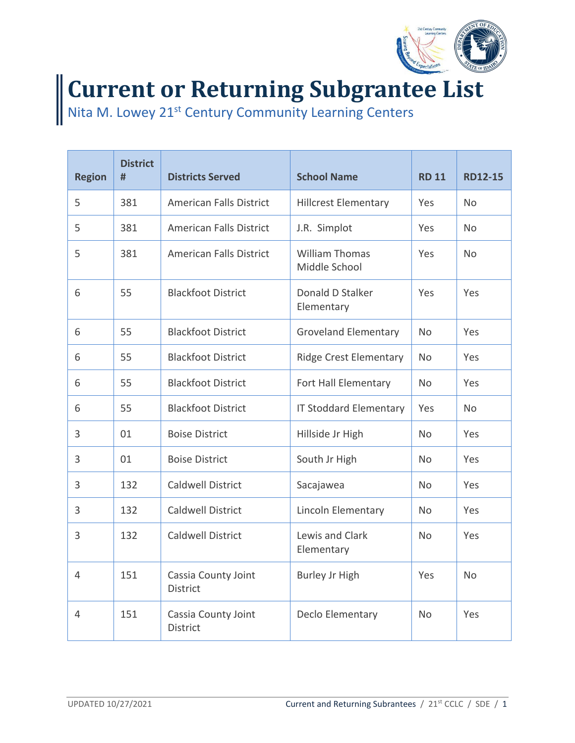# Current or Returning Subgrantee List

## Nita M. Lowey 21st Century Community Learning Centers

| Region | District # | Districts Served | School Name | RD 11 | RD12-15 |
|---|---|---|---|---|---|
| 5 | 381 | American Falls District | Hillcrest Elementary | Yes | No |
| 5 | 381 | American Falls District | J.R. Simplot | Yes | No |
| 5 | 381 | American Falls District | William Thomas Middle School | Yes | No |
| 6 | 55 | Blackfoot District | Donald D Stalker Elementary | Yes | Yes |
| 6 | 55 | Blackfoot District | Groveland Elementary | No | Yes |
| 6 | 55 | Blackfoot District | Ridge Crest Elementary | No | Yes |
| 6 | 55 | Blackfoot District | Fort Hall Elementary | No | Yes |
| 6 | 55 | Blackfoot District | IT Stoddard Elementary | Yes | No |
| 3 | 01 | Boise District | Hillside Jr High | No | Yes |
| 3 | 01 | Boise District | South Jr High | No | Yes |
| 3 | 132 | Caldwell District | Sacajawea | No | Yes |
| 3 | 132 | Caldwell District | Lincoln Elementary | No | Yes |
| 3 | 132 | Caldwell District | Lewis and Clark Elementary | No | Yes |
| 4 | 151 | Cassia County Joint District | Burley Jr High | Yes | No |
| 4 | 151 | Cassia County Joint District | Declo Elementary | No | Yes |

UPDATED 10/27/2021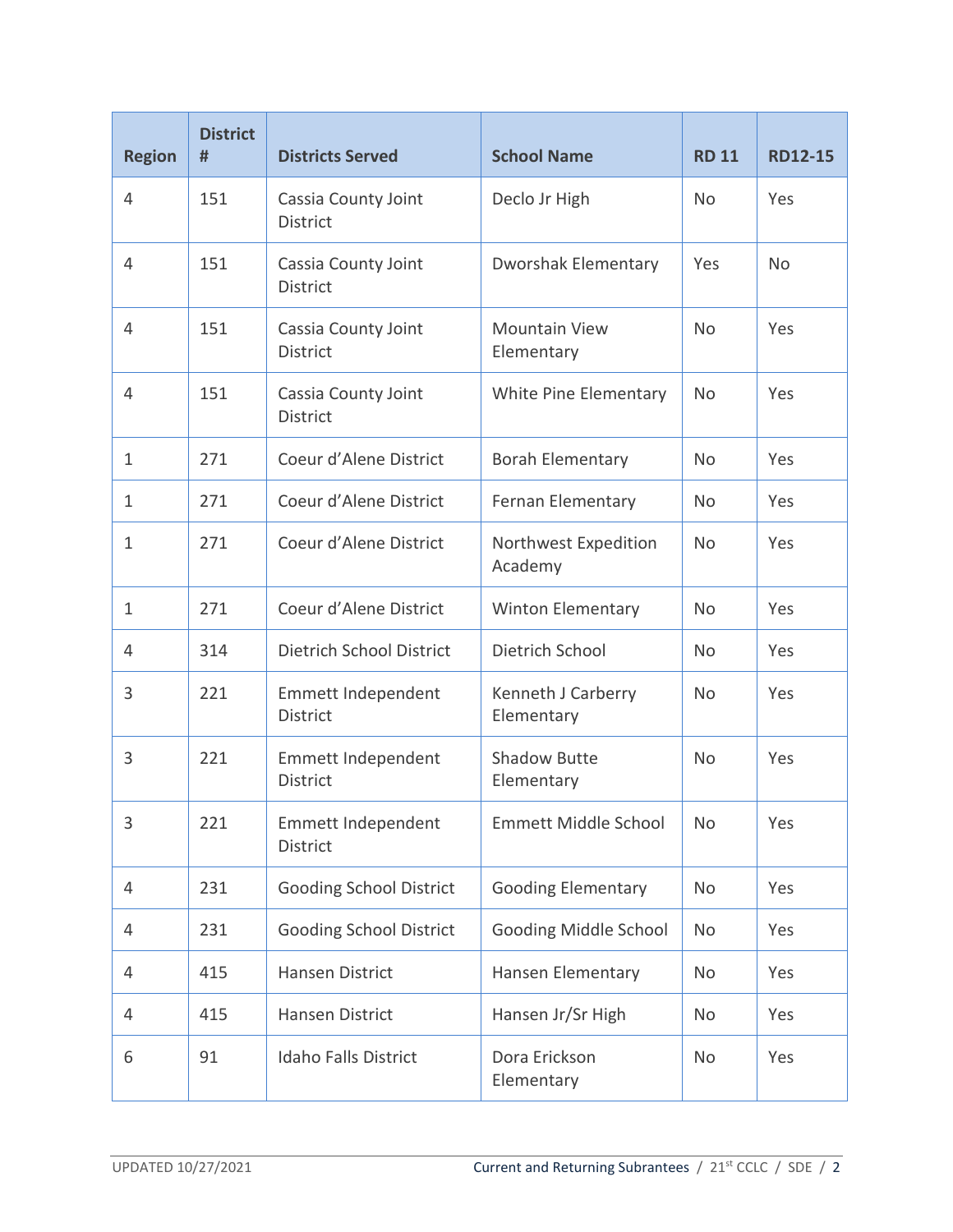| Region | District # | Districts Served | School Name | RD 11 | RD12-15 |
|---|---|---|---|---|---|
| 4 | 151 | Cassia County Joint District | Declo Jr High | No | Yes |
| 4 | 151 | Cassia County Joint District | Dworshak Elementary | Yes | No |
| 4 | 151 | Cassia County Joint District | Mountain View Elementary | No | Yes |
| 4 | 151 | Cassia County Joint District | White Pine Elementary | No | Yes |
| 1 | 271 | Coeur d'Alene District | Borah Elementary | No | Yes |
| 1 | 271 | Coeur d'Alene District | Fernan Elementary | No | Yes |
| 1 | 271 | Coeur d'Alene District | Northwest Expedition Academy | No | Yes |
| 1 | 271 | Coeur d'Alene District | Winton Elementary | No | Yes |
| 4 | 314 | Dietrich School District | Dietrich School | No | Yes |
| 3 | 221 | Emmett Independent District | Kenneth J Carberry Elementary | No | Yes |
| 3 | 221 | Emmett Independent District | Shadow Butte Elementary | No | Yes |
| 3 | 221 | Emmett Independent District | Emmett Middle School | No | Yes |
| 4 | 231 | Gooding School District | Gooding Elementary | No | Yes |
| 4 | 231 | Gooding School District | Gooding Middle School | No | Yes |
| 4 | 415 | Hansen District | Hansen Elementary | No | Yes |
| 4 | 415 | Hansen District | Hansen Jr/Sr High | No | Yes |
| 6 | 91 | Idaho Falls District | Dora Erickson Elementary | No | Yes |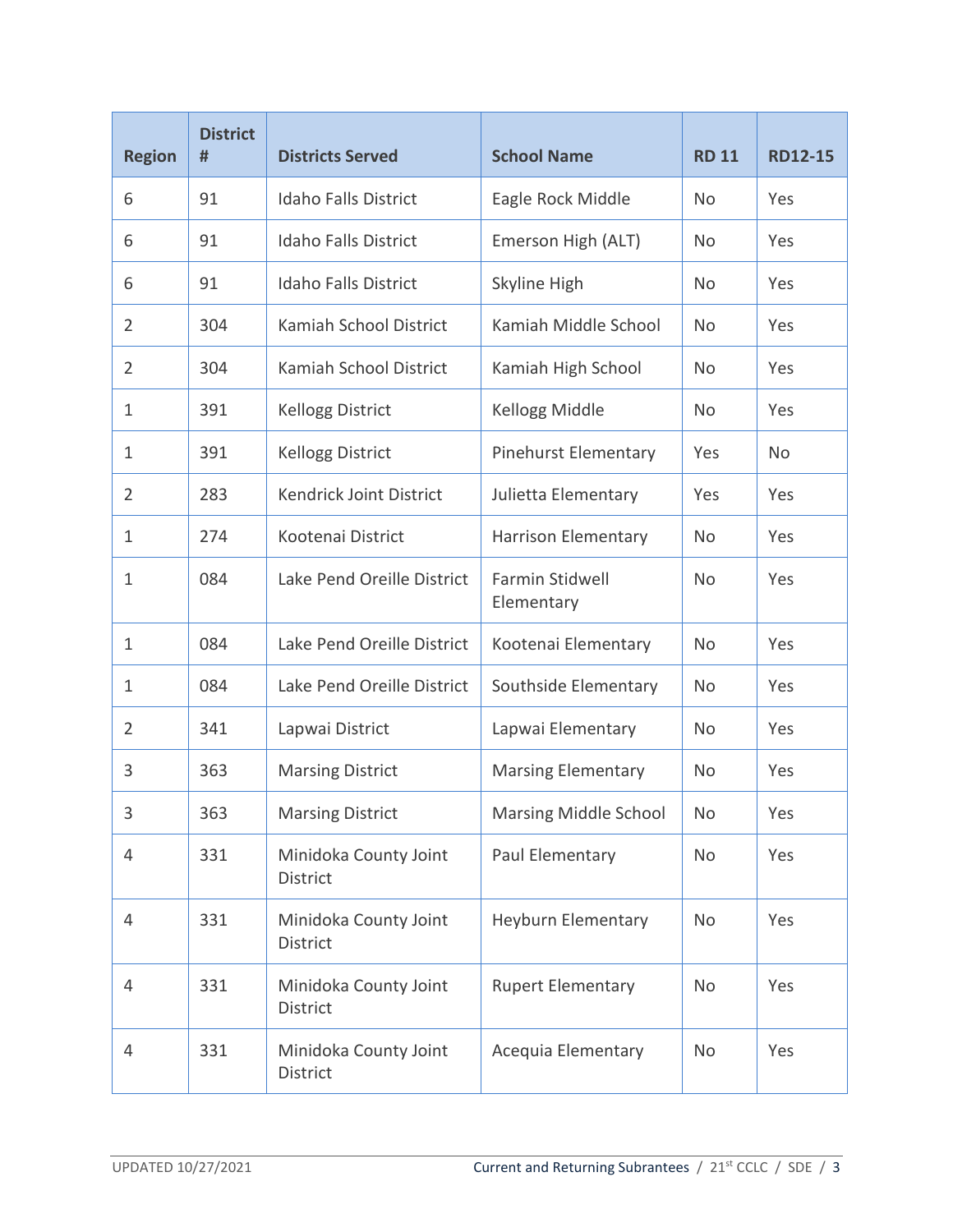| Region | District # | Districts Served | School Name | RD 11 | RD12-15 |
| --- | --- | --- | --- | --- | --- |
| 6 | 91 | Idaho Falls District | Eagle Rock Middle | No | Yes |
| 6 | 91 | Idaho Falls District | Emerson High (ALT) | No | Yes |
| 6 | 91 | Idaho Falls District | Skyline High | No | Yes |
| 2 | 304 | Kamiah School District | Kamiah Middle School | No | Yes |
| 2 | 304 | Kamiah School District | Kamiah High School | No | Yes |
| 1 | 391 | Kellogg District | Kellogg Middle | No | Yes |
| 1 | 391 | Kellogg District | Pinehurst Elementary | Yes | No |
| 2 | 283 | Kendrick Joint District | Julietta Elementary | Yes | Yes |
| 1 | 274 | Kootenai District | Harrison Elementary | No | Yes |
| 1 | 084 | Lake Pend Oreille District | Farmin Stidwell Elementary | No | Yes |
| 1 | 084 | Lake Pend Oreille District | Kootenai Elementary | No | Yes |
| 1 | 084 | Lake Pend Oreille District | Southside Elementary | No | Yes |
| 2 | 341 | Lapwai District | Lapwai Elementary | No | Yes |
| 3 | 363 | Marsing District | Marsing Elementary | No | Yes |
| 3 | 363 | Marsing District | Marsing Middle School | No | Yes |
| 4 | 331 | Minidoka County Joint District | Paul Elementary | No | Yes |
| 4 | 331 | Minidoka County Joint District | Heyburn Elementary | No | Yes |
| 4 | 331 | Minidoka County Joint District | Rupert Elementary | No | Yes |
| 4 | 331 | Minidoka County Joint District | Acequia Elementary | No | Yes |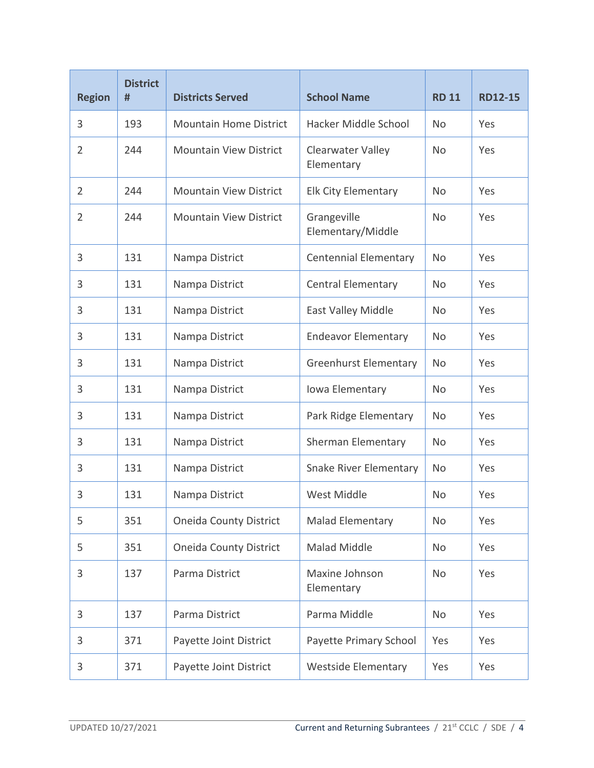| Region | District # | Districts Served | School Name | RD 11 | RD12-15 |
|---|---|---|---|---|---|
| 3 | 193 | Mountain Home District | Hacker Middle School | No | Yes |
| 2 | 244 | Mountain View District | Clearwater Valley Elementary | No | Yes |
| 2 | 244 | Mountain View District | Elk City Elementary | No | Yes |
| 2 | 244 | Mountain View District | Grangeville Elementary/Middle | No | Yes |
| 3 | 131 | Nampa District | Centennial Elementary | No | Yes |
| 3 | 131 | Nampa District | Central Elementary | No | Yes |
| 3 | 131 | Nampa District | East Valley Middle | No | Yes |
| 3 | 131 | Nampa District | Endeavor Elementary | No | Yes |
| 3 | 131 | Nampa District | Greenhurst Elementary | No | Yes |
| 3 | 131 | Nampa District | Iowa Elementary | No | Yes |
| 3 | 131 | Nampa District | Park Ridge Elementary | No | Yes |
| 3 | 131 | Nampa District | Sherman Elementary | No | Yes |
| 3 | 131 | Nampa District | Snake River Elementary | No | Yes |
| 3 | 131 | Nampa District | West Middle | No | Yes |
| 5 | 351 | Oneida County District | Malad Elementary | No | Yes |
| 5 | 351 | Oneida County District | Malad Middle | No | Yes |
| 3 | 137 | Parma District | Maxine Johnson Elementary | No | Yes |
| 3 | 137 | Parma District | Parma Middle | No | Yes |
| 3 | 371 | Payette Joint District | Payette Primary School | Yes | Yes |
| 3 | 371 | Payette Joint District | Westside Elementary | Yes | Yes |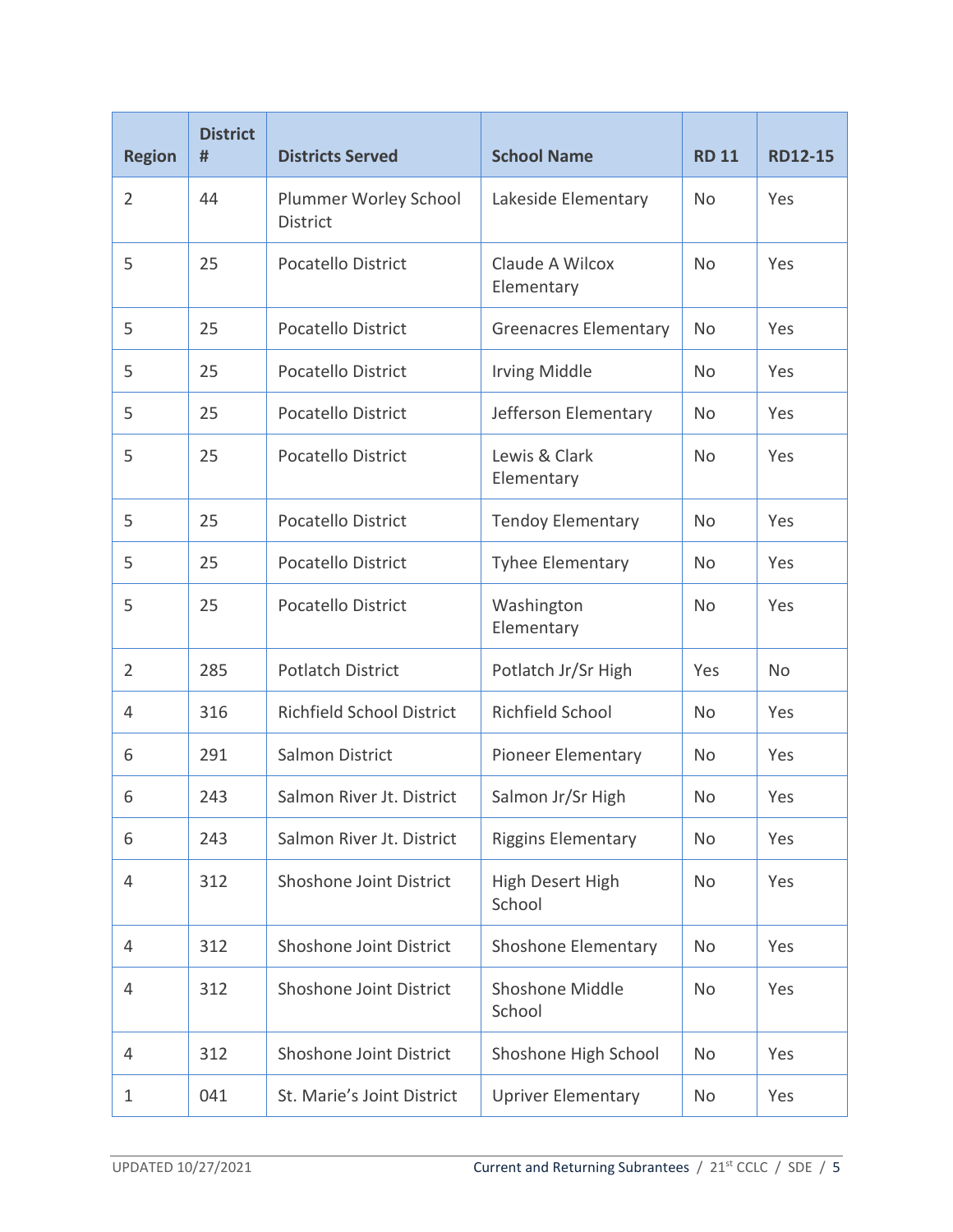| Region | District # | Districts Served | School Name | RD 11 | RD12-15 |
|---|---|---|---|---|---|
| 2 | 44 | Plummer Worley School District | Lakeside Elementary | No | Yes |
| 5 | 25 | Pocatello District | Claude A Wilcox Elementary | No | Yes |
| 5 | 25 | Pocatello District | Greenacres Elementary | No | Yes |
| 5 | 25 | Pocatello District | Irving Middle | No | Yes |
| 5 | 25 | Pocatello District | Jefferson Elementary | No | Yes |
| 5 | 25 | Pocatello District | Lewis & Clark Elementary | No | Yes |
| 5 | 25 | Pocatello District | Tendoy Elementary | No | Yes |
| 5 | 25 | Pocatello District | Tyhee Elementary | No | Yes |
| 5 | 25 | Pocatello District | Washington Elementary | No | Yes |
| 2 | 285 | Potlatch District | Potlatch Jr/Sr High | Yes | No |
| 4 | 316 | Richfield School District | Richfield School | No | Yes |
| 6 | 291 | Salmon District | Pioneer Elementary | No | Yes |
| 6 | 243 | Salmon River Jt. District | Salmon Jr/Sr High | No | Yes |
| 6 | 243 | Salmon River Jt. District | Riggins Elementary | No | Yes |
| 4 | 312 | Shoshone Joint District | High Desert High School | No | Yes |
| 4 | 312 | Shoshone Joint District | Shoshone Elementary | No | Yes |
| 4 | 312 | Shoshone Joint District | Shoshone Middle School | No | Yes |
| 4 | 312 | Shoshone Joint District | Shoshone High School | No | Yes |
| 1 | 041 | St. Marie's Joint District | Upriver Elementary | No | Yes |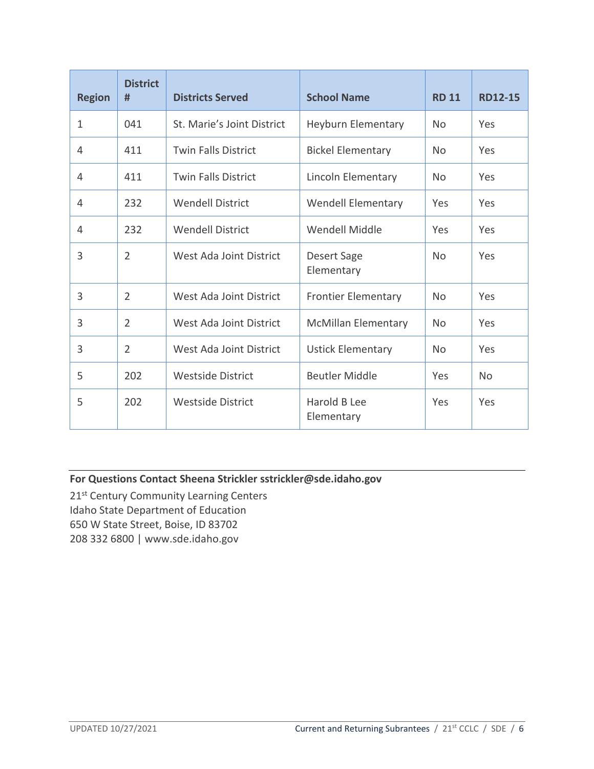| Region | District # | Districts Served | School Name | RD 11 | RD12-15 |
|---|---|---|---|---|---|
| 1 | 041 | St. Marie's Joint District | Heyburn Elementary | No | Yes |
| 4 | 411 | Twin Falls District | Bickel Elementary | No | Yes |
| 4 | 411 | Twin Falls District | Lincoln Elementary | No | Yes |
| 4 | 232 | Wendell District | Wendell Elementary | Yes | Yes |
| 4 | 232 | Wendell District | Wendell Middle | Yes | Yes |
| 3 | 2 | West Ada Joint District | Desert Sage Elementary | No | Yes |
| 3 | 2 | West Ada Joint District | Frontier Elementary | No | Yes |
| 3 | 2 | West Ada Joint District | McMillan Elementary | No | Yes |
| 3 | 2 | West Ada Joint District | Ustick Elementary | No | Yes |
| 5 | 202 | Westside District | Beutler Middle | Yes | No |
| 5 | 202 | Westside District | Harold B Lee Elementary | Yes | Yes |

**For Questions Contact Sheena Strickler sstrickler@sde.idaho.gov**

21st Century Community Learning Centers
Idaho State Department of Education
650 W State Street, Boise, ID 83702
208 332 6800 | www.sde.idaho.gov